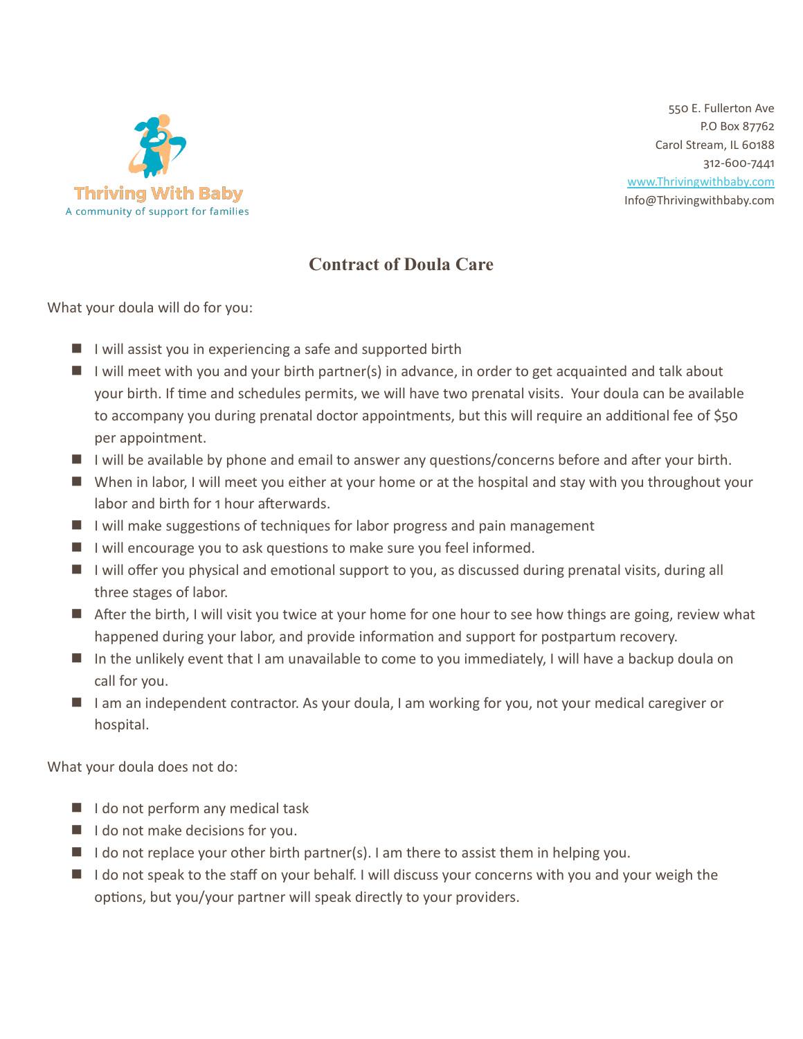Thriving With Baby
A community of support for families

550 E. Fullerton Ave
P.O Box 87762
Carol Stream, IL 60188
312-600-7441
www.Thrivingwithbaby.com
Info@Thrivingwithbaby.com

# Contract of Doula Care

What your doula will do for you:

- I will assist you in experiencing a safe and supported birth
- I will meet with you and your birth partner(s) in advance, in order to get acquainted and talk about your birth. If time and schedules permits, we will have two prenatal visits. Your doula can be available to accompany you during prenatal doctor appointments, but this will require an additional fee of $50 per appointment.
- I will be available by phone and email to answer any questions/concerns before and after your birth.
- When in labor, I will meet you either at your home or at the hospital and stay with you throughout your labor and birth for 1 hour afterwards.
- I will make suggestions of techniques for labor progress and pain management
- I will encourage you to ask questions to make sure you feel informed.
- I will offer you physical and emotional support to you, as discussed during prenatal visits, during all three stages of labor.
- After the birth, I will visit you twice at your home for one hour to see how things are going, review what happened during your labor, and provide information and support for postpartum recovery.
- In the unlikely event that I am unavailable to come to you immediately, I will have a backup doula on call for you.
- I am an independent contractor. As your doula, I am working for you, not your medical caregiver or hospital.

What your doula does not do:

- I do not perform any medical task
- I do not make decisions for you.
- I do not replace your other birth partner(s). I am there to assist them in helping you.
- I do not speak to the staff on your behalf. I will discuss your concerns with you and your weigh the options, but you/your partner will speak directly to your providers.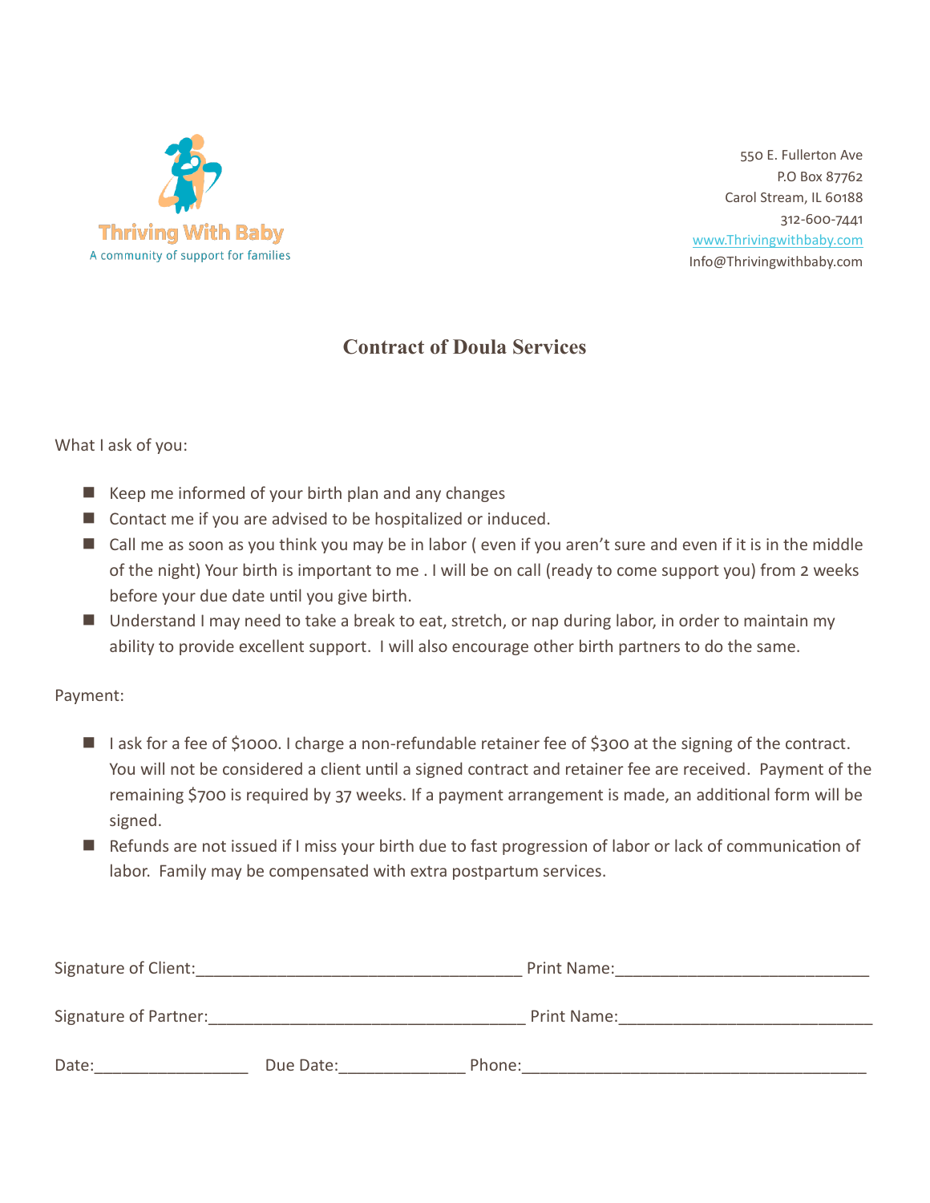Thriving With Baby

A community of support for families

550 E. Fullerton Ave
P.O Box 87762
Carol Stream, IL 60188
312-600-7441
www.Thrivingwithbaby.com
Info@Thrivingwithbaby.com

## Contract of Doula Services

What I ask of you:

- Keep me informed of your birth plan and any changes
- Contact me if you are advised to be hospitalized or induced.
- Call me as soon as you think you may be in labor ( even if you aren't sure and even if it is in the middle of the night) Your birth is important to me . I will be on call (ready to come support you) from 2 weeks before your due date until you give birth.
- Understand I may need to take a break to eat, stretch, or nap during labor, in order to maintain my ability to provide excellent support. I will also encourage other birth partners to do the same.

Payment:

- I ask for a fee of $1000. I charge a non-refundable retainer fee of $300 at the signing of the contract. You will not be considered a client until a signed contract and retainer fee are received. Payment of the remaining $700 is required by 37 weeks. If a payment arrangement is made, an additional form will be signed.
- Refunds are not issued if I miss your birth due to fast progression of labor or lack of communication of labor. Family may be compensated with extra postpartum services.

Signature of Client:___________________________________ Print Name:____________________________

Signature of Partner:__________________________________ Print Name:____________________________

Date:_________________ Due Date:______________ Phone:______________________________________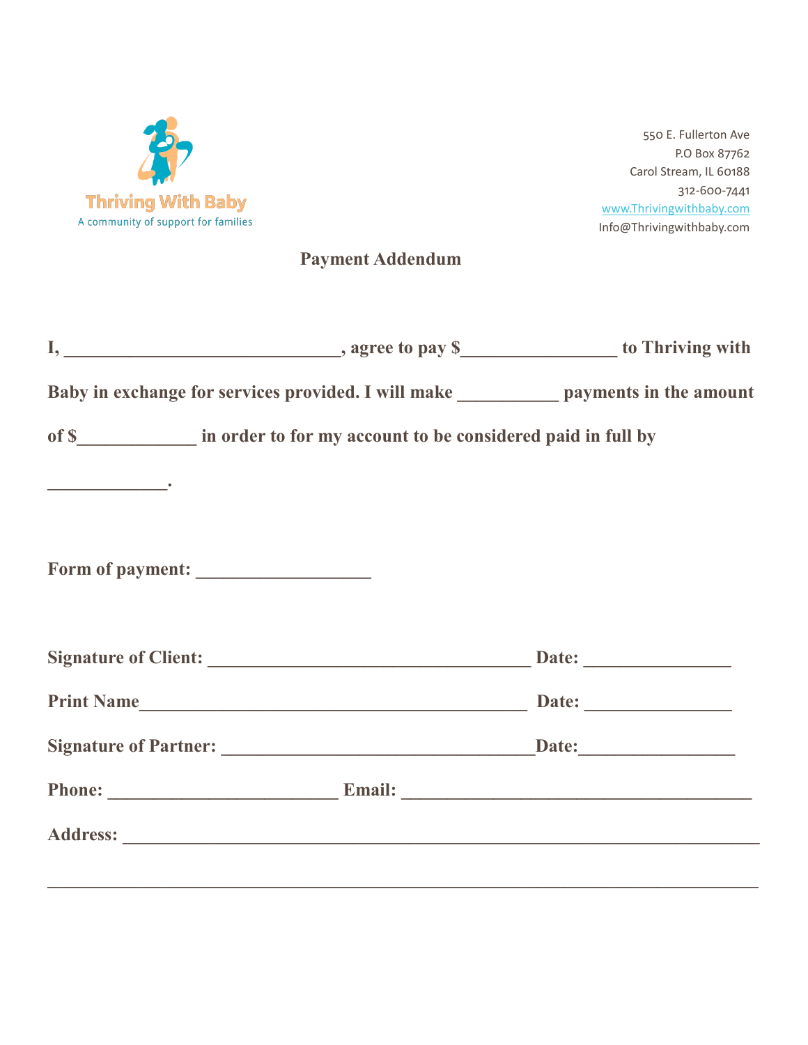Thriving With Baby
A community of support for families

550 E. Fullerton Ave
P.O Box 87762
Carol Stream, IL 60188
312-600-7441
www.Thrivingwithbaby.com
Info@Thrivingwithbaby.com

## Payment Addendum

**I, ______________________________, agree to pay $_________________ to Thriving with Baby in exchange for services provided. I will make ___________ payments in the amount of $_____________ in order to for my account to be considered paid in full by _____________.**

**Form of payment: ___________________**

**Signature of Client: ___________________________________ Date: ________________**

**Print Name___________________________________________ Date: ________________**

**Signature of Partner: __________________________________Date:_________________**

**Phone: _________________________ Email: ______________________________________**

**Address: _____________________________________________________________________**

_____________________________________________________________________________